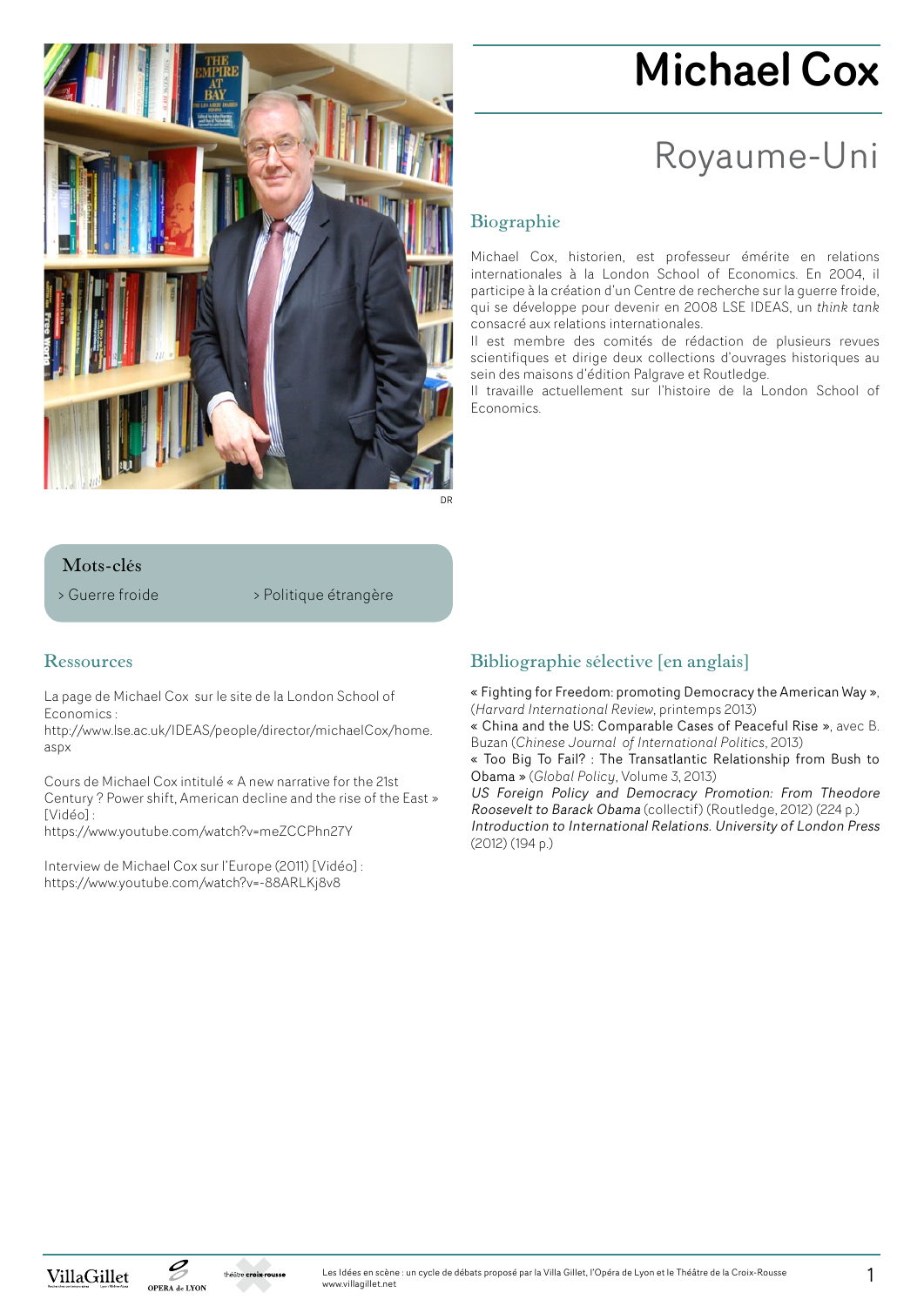# Michael Cox

## Royaume-Uni

DR

### Biographie

Michael Cox, historien, est professeur émérite en relations internationales à la London School of Economics. En 2004, il participe à la création d'un Centre de recherche sur la guerre froide, qui se développe pour devenir en 2008 LSE IDEAS, un *think tank* consacré aux relations internationales.

Il est membre des comités de rédaction de plusieurs revues scientifiques et dirige deux collections d'ouvrages historiques au sein des maisons d'édition Palgrave et Routledge.

Il travaille actuellement sur l'histoire de la London School of Economics.

### Mots-clés

> Guerre froide
> Politique étrangère

### Ressources

La page de Michael Cox sur le site de la London School of Economics :
http://www.lse.ac.uk/IDEAS/people/director/michaelCox/home.aspx

Cours de Michael Cox intitulé « A new narrative for the 21st Century ? Power shift, American decline and the rise of the East » [Vidéo] :
https://www.youtube.com/watch?v=meZCCPhn27Y

Interview de Michael Cox sur l'Europe (2011) [Vidéo] :
https://www.youtube.com/watch?v=-88ARLKj8v8

### Bibliographie sélective [en anglais]

« Fighting for Freedom: promoting Democracy the American Way », (*Harvard International Review*, printemps 2013)
« China and the US: Comparable Cases of Peaceful Rise », avec B. Buzan (*Chinese Journal of International Politics*, 2013)
« Too Big To Fail? : The Transatlantic Relationship from Bush to Obama » (*Global Policy*, Volume 3, 2013)
*US Foreign Policy and Democracy Promotion: From Theodore Roosevelt to Barack Obama* (collectif) (Routledge, 2012) (224 p.)
*Introduction to International Relations. University of London Press* (2012) (194 p.)

Les Idées en scène : un cycle de débats proposé par la Villa Gillet, l'Opéra de Lyon et le Théâtre de la Croix-Rousse
www.villagillet.net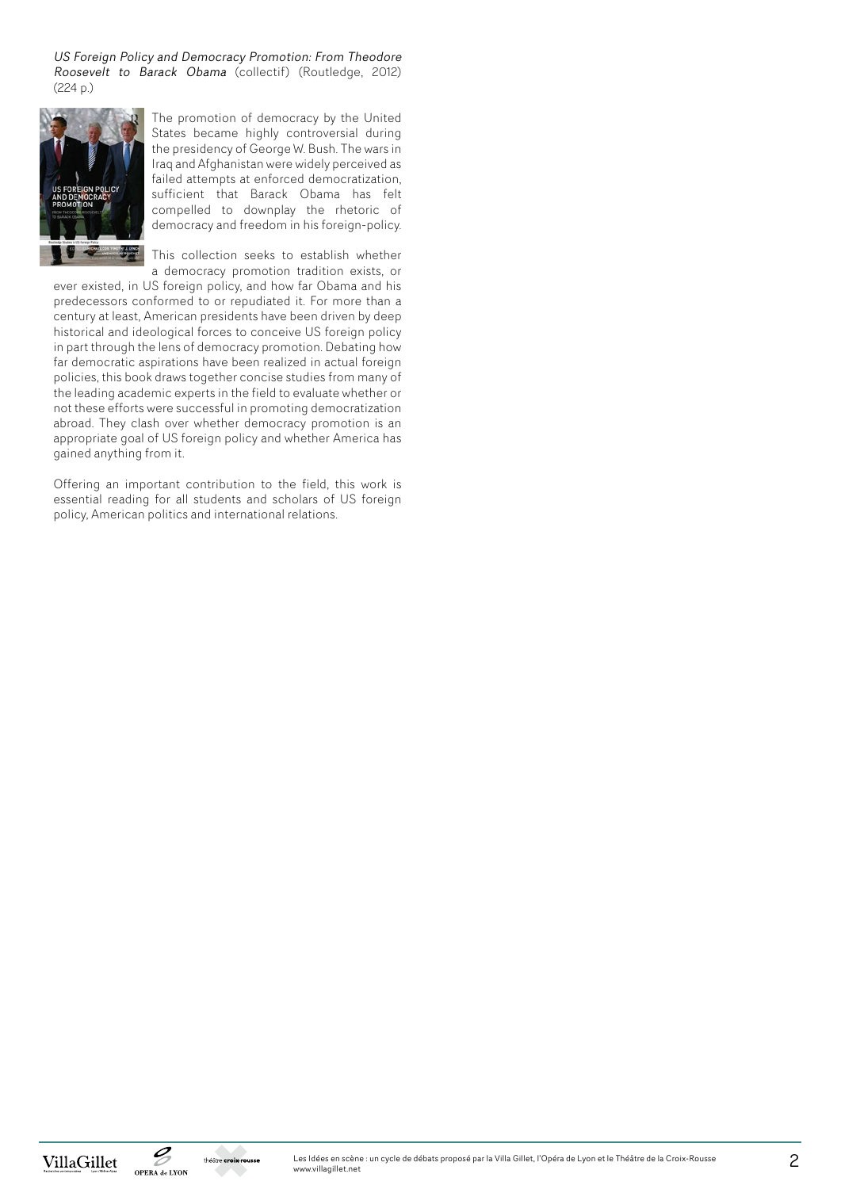*US Foreign Policy and Democracy Promotion: From Theodore Roosevelt to Barack Obama* (collectif) (Routledge, 2012) (224 p.)

The promotion of democracy by the United States became highly controversial during the presidency of George W. Bush. The wars in Iraq and Afghanistan were widely perceived as failed attempts at enforced democratization, sufficient that Barack Obama has felt compelled to downplay the rhetoric of democracy and freedom in his foreign-policy.

This collection seeks to establish whether a democracy promotion tradition exists, or ever existed, in US foreign policy, and how far Obama and his predecessors conformed to or repudiated it. For more than a century at least, American presidents have been driven by deep historical and ideological forces to conceive US foreign policy in part through the lens of democracy promotion. Debating how far democratic aspirations have been realized in actual foreign policies, this book draws together concise studies from many of the leading academic experts in the field to evaluate whether or not these efforts were successful in promoting democratization abroad. They clash over whether democracy promotion is an appropriate goal of US foreign policy and whether America has gained anything from it.

Offering an important contribution to the field, this work is essential reading for all students and scholars of US foreign policy, American politics and international relations.